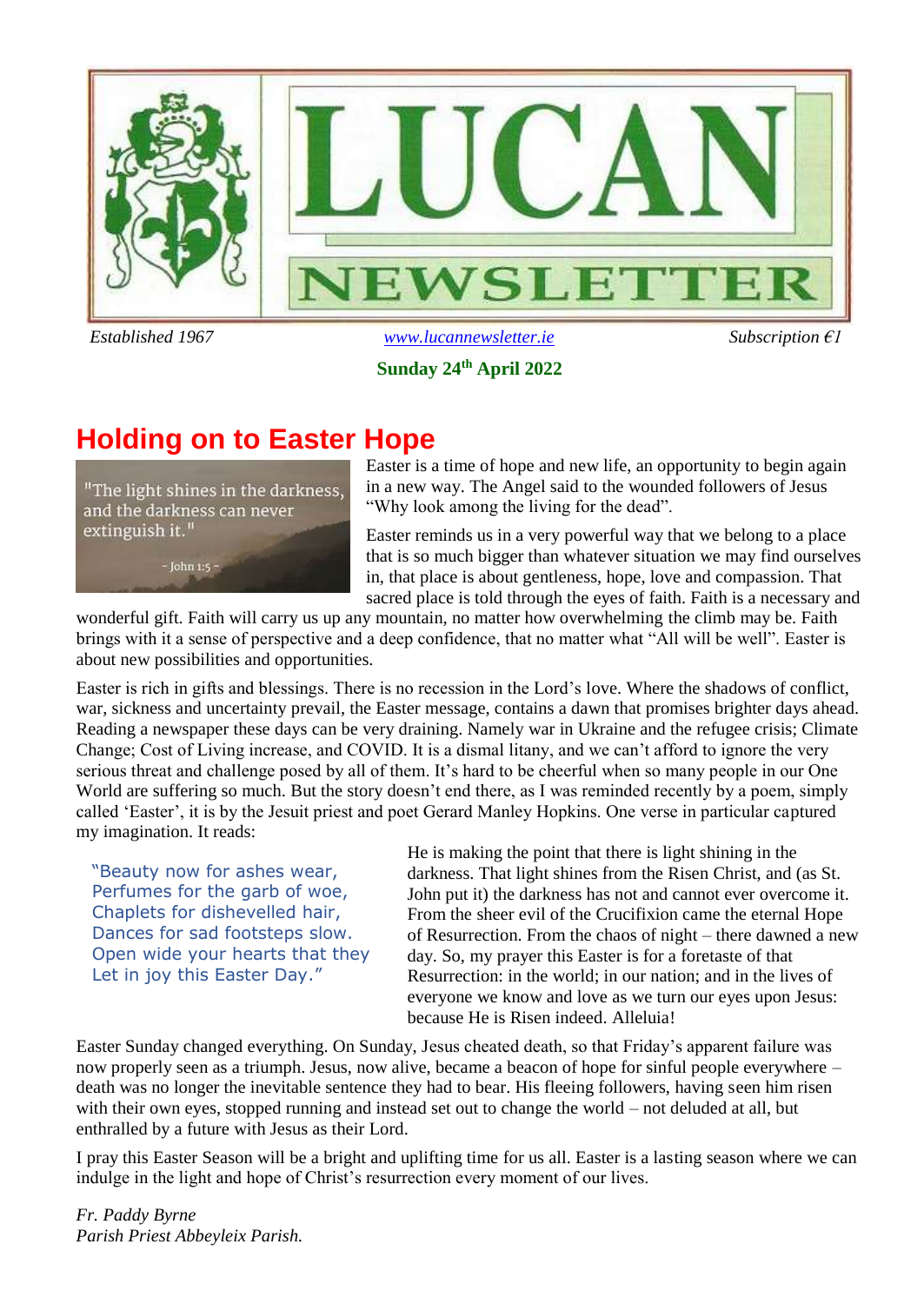# LUCAN NEWSLETTER

*Established 1967* | www.lucannewsletter.ie | *Subscription €1*

**Sunday 24th April 2022**

## Holding on to Easter Hope

"The light shines in the darkness, and the darkness can never extinguish it."

~ John 1:5 ~

Easter is a time of hope and new life, an opportunity to begin again in a new way. The Angel said to the wounded followers of Jesus "Why look among the living for the dead".

Easter reminds us in a very powerful way that we belong to a place that is so much bigger than whatever situation we may find ourselves in, that place is about gentleness, hope, love and compassion. That sacred place is told through the eyes of faith. Faith is a necessary and wonderful gift. Faith will carry us up any mountain, no matter how overwhelming the climb may be. Faith brings with it a sense of perspective and a deep confidence, that no matter what "All will be well". Easter is about new possibilities and opportunities.

Easter is rich in gifts and blessings. There is no recession in the Lord's love. Where the shadows of conflict, war, sickness and uncertainty prevail, the Easter message, contains a dawn that promises brighter days ahead. Reading a newspaper these days can be very draining. Namely war in Ukraine and the refugee crisis; Climate Change; Cost of Living increase, and COVID. It is a dismal litany, and we can't afford to ignore the very serious threat and challenge posed by all of them. It's hard to be cheerful when so many people in our One World are suffering so much. But the story doesn't end there, as I was reminded recently by a poem, simply called 'Easter', it is by the Jesuit priest and poet Gerard Manley Hopkins. One verse in particular captured my imagination. It reads:

"Beauty now for ashes wear,
Perfumes for the garb of woe,
Chaplets for dishevelled hair,
Dances for sad footsteps slow.
Open wide your hearts that they
Let in joy this Easter Day."

He is making the point that there is light shining in the darkness. That light shines from the Risen Christ, and (as St. John put it) the darkness has not and cannot ever overcome it. From the sheer evil of the Crucifixion came the eternal Hope of Resurrection. From the chaos of night – there dawned a new day. So, my prayer this Easter is for a foretaste of that Resurrection: in the world; in our nation; and in the lives of everyone we know and love as we turn our eyes upon Jesus: because He is Risen indeed. Alleluia!

Easter Sunday changed everything. On Sunday, Jesus cheated death, so that Friday's apparent failure was now properly seen as a triumph. Jesus, now alive, became a beacon of hope for sinful people everywhere – death was no longer the inevitable sentence they had to bear. His fleeing followers, having seen him risen with their own eyes, stopped running and instead set out to change the world – not deluded at all, but enthralled by a future with Jesus as their Lord.

I pray this Easter Season will be a bright and uplifting time for us all. Easter is a lasting season where we can indulge in the light and hope of Christ's resurrection every moment of our lives.

*Fr. Paddy Byrne*
*Parish Priest Abbeyleix Parish.*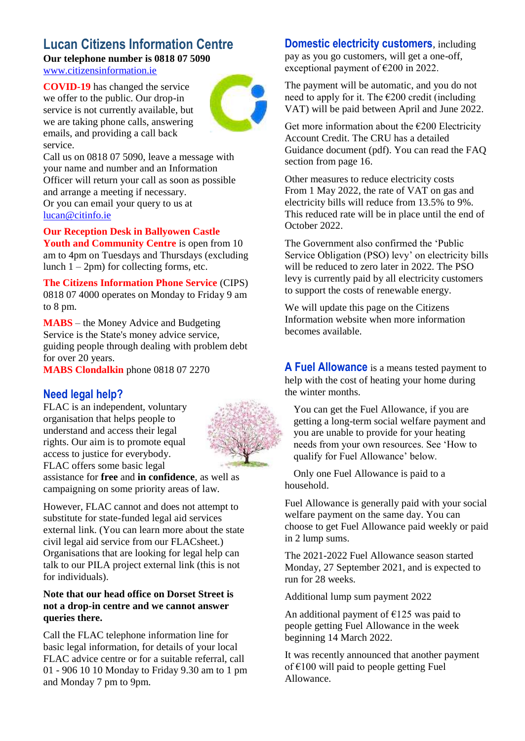## Lucan Citizens Information Centre

**Our telephone number is 0818 07 5090**
www.citizensinformation.ie

**COVID-19** has changed the service we offer to the public. Our drop-in service is not currently available, but we are taking phone calls, answering emails, and providing a call back service.
Call us on 0818 07 5090, leave a message with your name and number and an Information Officer will return your call as soon as possible and arrange a meeting if necessary.
Or you can email your query to us at lucan@citinfo.ie

**Our Reception Desk in Ballyowen Castle Youth and Community Centre** is open from 10 am to 4pm on Tuesdays and Thursdays (excluding lunch 1 – 2pm) for collecting forms, etc.

**The Citizens Information Phone Service** (CIPS) 0818 07 4000 operates on Monday to Friday 9 am to 8 pm.

**MABS** – the Money Advice and Budgeting Service is the State's money advice service, guiding people through dealing with problem debt for over 20 years.
**MABS Clondalkin** phone 0818 07 2270

## Need legal help?

FLAC is an independent, voluntary organisation that helps people to understand and access their legal rights. Our aim is to promote equal access to justice for everybody.
FLAC offers some basic legal assistance for **free** and **in confidence**, as well as campaigning on some priority areas of law.

However, FLAC cannot and does not attempt to substitute for state-funded legal aid services external link. (You can learn more about the state civil legal aid service from our FLACsheet.) Organisations that are looking for legal help can talk to our PILA project external link (this is not for individuals).

**Note that our head office on Dorset Street is not a drop-in centre and we cannot answer queries there.**

Call the FLAC telephone information line for basic legal information, for details of your local FLAC advice centre or for a suitable referral, call 01 - 906 10 10 Monday to Friday 9.30 am to 1 pm and Monday 7 pm to 9pm.

**Domestic electricity customers**, including pay as you go customers, will get a one-off, exceptional payment of €200 in 2022.

The payment will be automatic, and you do not need to apply for it. The €200 credit (including VAT) will be paid between April and June 2022.

Get more information about the €200 Electricity Account Credit. The CRU has a detailed Guidance document (pdf). You can read the FAQ section from page 16.

Other measures to reduce electricity costs
From 1 May 2022, the rate of VAT on gas and electricity bills will reduce from 13.5% to 9%. This reduced rate will be in place until the end of October 2022.

The Government also confirmed the 'Public Service Obligation (PSO) levy' on electricity bills will be reduced to zero later in 2022. The PSO levy is currently paid by all electricity customers to support the costs of renewable energy.

We will update this page on the Citizens Information website when more information becomes available.

**A Fuel Allowance** is a means tested payment to help with the cost of heating your home during the winter months.

You can get the Fuel Allowance, if you are getting a long-term social welfare payment and you are unable to provide for your heating needs from your own resources. See 'How to qualify for Fuel Allowance' below.

Only one Fuel Allowance is paid to a household.

Fuel Allowance is generally paid with your social welfare payment on the same day. You can choose to get Fuel Allowance paid weekly or paid in 2 lump sums.

The 2021-2022 Fuel Allowance season started Monday, 27 September 2021, and is expected to run for 28 weeks.

Additional lump sum payment 2022

An additional payment of €125 was paid to people getting Fuel Allowance in the week beginning 14 March 2022.

It was recently announced that another payment of €100 will paid to people getting Fuel Allowance.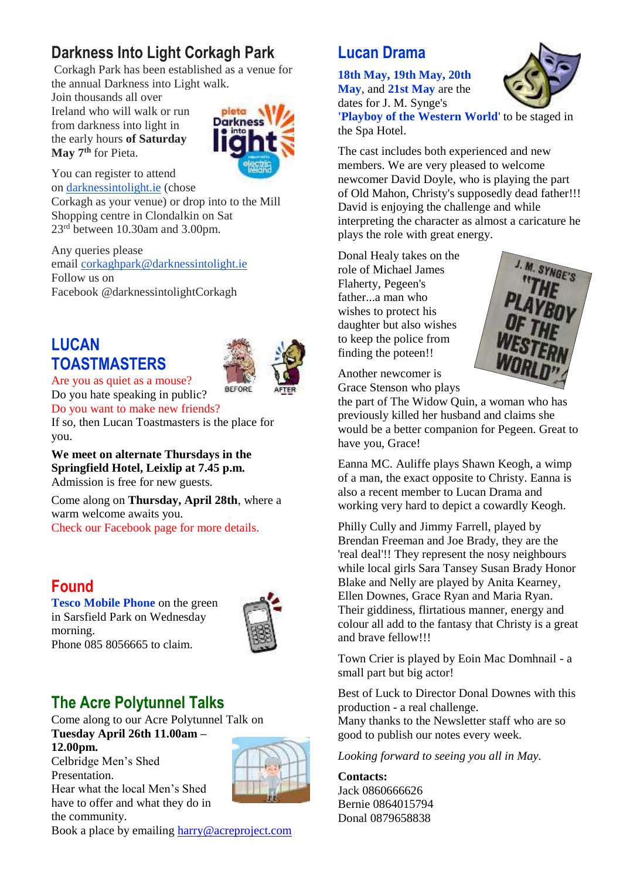## Darkness Into Light Corkagh Park

Corkagh Park has been established as a venue for the annual Darkness into Light walk. Join thousands all over Ireland who will walk or run from darkness into light in the early hours **of Saturday May 7th** for Pieta.

You can register to attend on darknessintolight.ie (chose Corkagh as your venue) or drop into to the Mill Shopping centre in Clondalkin on Sat 23rd between 10.30am and 3.00pm.

Any queries please email corkaghpark@darknessintolight.ie
Follow us on Facebook @darknessintolightCorkagh

## LUCAN TOASTMASTERS

Are you as quiet as a mouse?
Do you hate speaking in public?
Do you want to make new friends?
If so, then Lucan Toastmasters is the place for you.

**We meet on alternate Thursdays in the Springfield Hotel, Leixlip at 7.45 p.m.**
Admission is free for new guests.

Come along on **Thursday, April 28th**, where a warm welcome awaits you.
Check our Facebook page for more details.

## Found

**Tesco Mobile Phone** on the green in Sarsfield Park on Wednesday morning.
Phone 085 8056665 to claim.

## The Acre Polytunnel Talks

Come along to our Acre Polytunnel Talk on **Tuesday April 26th 11.00am – 12.00pm.**
Celbridge Men's Shed Presentation.
Hear what the local Men's Shed have to offer and what they do in the community.
Book a place by emailing harry@acreproject.com

## Lucan Drama

**18th May, 19th May, 20th May**, and **21st May** are the dates for J. M. Synge's **'Playboy of the Western World'** to be staged in the Spa Hotel.

The cast includes both experienced and new members. We are very pleased to welcome newcomer David Doyle, who is playing the part of Old Mahon, Christy's supposedly dead father!!! David is enjoying the challenge and while interpreting the character as almost a caricature he plays the role with great energy.

Donal Healy takes on the role of Michael James Flaherty, Pegeen's father...a man who wishes to protect his daughter but also wishes to keep the police from finding the poteen!!

Another newcomer is Grace Stenson who plays the part of The Widow Quin, a woman who has previously killed her husband and claims she would be a better companion for Pegeen. Great to have you, Grace!

Eanna MC. Auliffe plays Shawn Keogh, a wimp of a man, the exact opposite to Christy. Eanna is also a recent member to Lucan Drama and working very hard to depict a cowardly Keogh.

Philly Cully and Jimmy Farrell, played by Brendan Freeman and Joe Brady, they are the 'real deal'!! They represent the nosy neighbours while local girls Sara Tansey Susan Brady Honor Blake and Nelly are played by Anita Kearney, Ellen Downes, Grace Ryan and Maria Ryan. Their giddiness, flirtatious manner, energy and colour all add to the fantasy that Christy is a great and brave fellow!!!

Town Crier is played by Eoin Mac Domhnail - a small part but big actor!

Best of Luck to Director Donal Downes with this production - a real challenge.
Many thanks to the Newsletter staff who are so good to publish our notes every week.

*Looking forward to seeing you all in May.*

**Contacts:**
Jack 0860666626
Bernie 0864015794
Donal 0879658838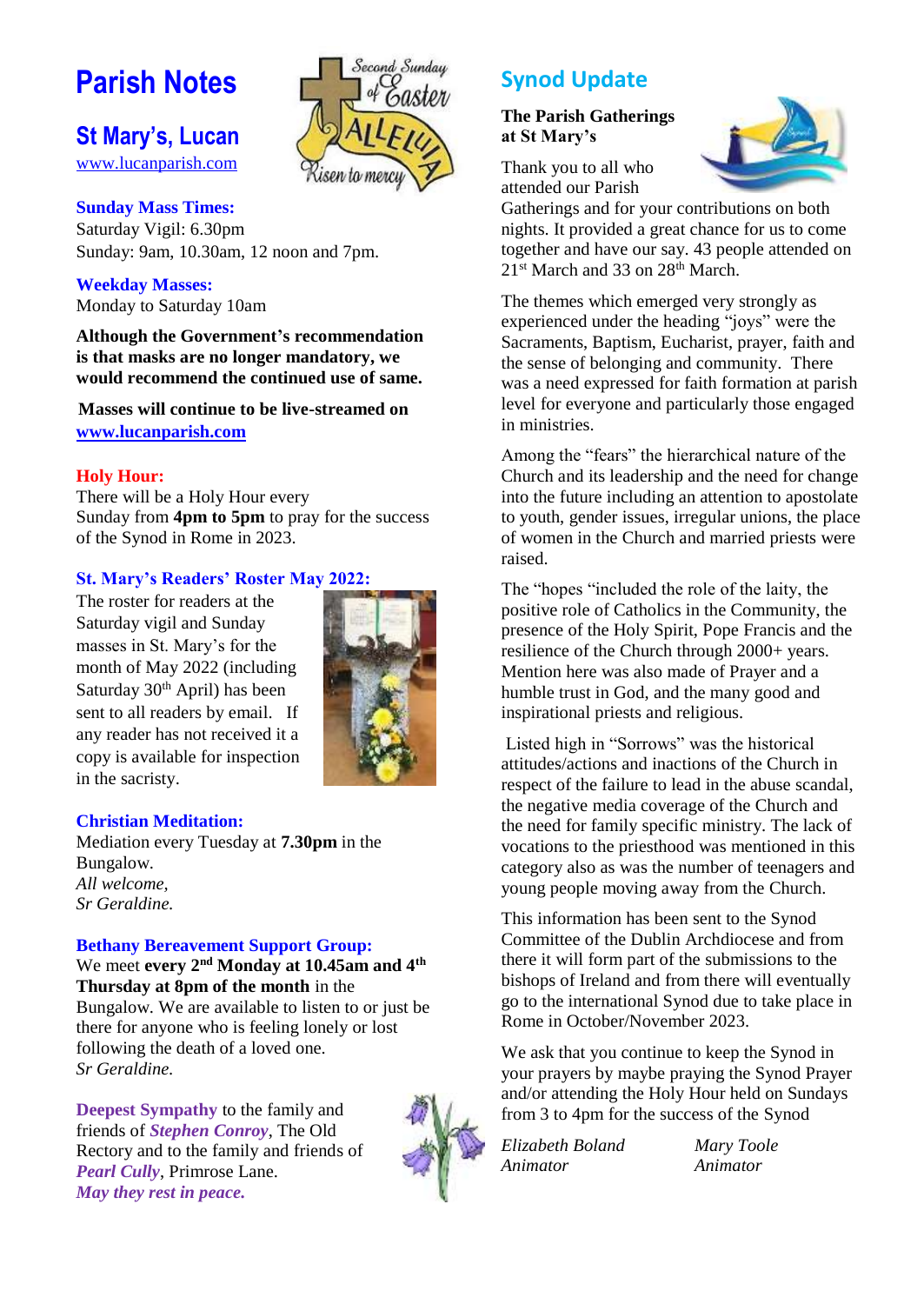# Parish Notes

## St Mary's, Lucan

www.lucanparish.com

**Sunday Mass Times:**
Saturday Vigil: 6.30pm
Sunday: 9am, 10.30am, 12 noon and 7pm.

**Weekday Masses:**
Monday to Saturday 10am

**Although the Government's recommendation is that masks are no longer mandatory, we would recommend the continued use of same.**

**Masses will continue to be live-streamed on www.lucanparish.com**

**Holy Hour:**
There will be a Holy Hour every Sunday from **4pm to 5pm** to pray for the success of the Synod in Rome in 2023.

**St. Mary's Readers' Roster May 2022:**
The roster for readers at the Saturday vigil and Sunday masses in St. Mary's for the month of May 2022 (including Saturday 30th April) has been sent to all readers by email. If any reader has not received it a copy is available for inspection in the sacristy.

**Christian Meditation:**
Mediation every Tuesday at **7.30pm** in the Bungalow.
*All welcome,*
*Sr Geraldine.*

**Bethany Bereavement Support Group:**
We meet **every 2nd Monday at 10.45am and 4th Thursday at 8pm of the month** in the Bungalow. We are available to listen to or just be there for anyone who is feeling lonely or lost following the death of a loved one.
*Sr Geraldine.*

**Deepest Sympathy** to the family and friends of ***Stephen Conroy***, The Old Rectory and to the family and friends of ***Pearl Cully***, Primrose Lane.
***May they rest in peace.***

## Synod Update

**The Parish Gatherings at St Mary's**

Thank you to all who attended our Parish Gatherings and for your contributions on both nights. It provided a great chance for us to come together and have our say. 43 people attended on 21st March and 33 on 28th March.

The themes which emerged very strongly as experienced under the heading "joys" were the Sacraments, Baptism, Eucharist, prayer, faith and the sense of belonging and community. There was a need expressed for faith formation at parish level for everyone and particularly those engaged in ministries.

Among the "fears" the hierarchical nature of the Church and its leadership and the need for change into the future including an attention to apostolate to youth, gender issues, irregular unions, the place of women in the Church and married priests were raised.

The "hopes "included the role of the laity, the positive role of Catholics in the Community, the presence of the Holy Spirit, Pope Francis and the resilience of the Church through 2000+ years. Mention here was also made of Prayer and a humble trust in God, and the many good and inspirational priests and religious.

Listed high in "Sorrows" was the historical attitudes/actions and inactions of the Church in respect of the failure to lead in the abuse scandal, the negative media coverage of the Church and the need for family specific ministry. The lack of vocations to the priesthood was mentioned in this category also as was the number of teenagers and young people moving away from the Church.

This information has been sent to the Synod Committee of the Dublin Archdiocese and from there it will form part of the submissions to the bishops of Ireland and from there will eventually go to the international Synod due to take place in Rome in October/November 2023.

We ask that you continue to keep the Synod in your prayers by maybe praying the Synod Prayer and/or attending the Holy Hour held on Sundays from 3 to 4pm for the success of the Synod

*Elizabeth Boland*
*Animator*

*Mary Toole*
*Animator*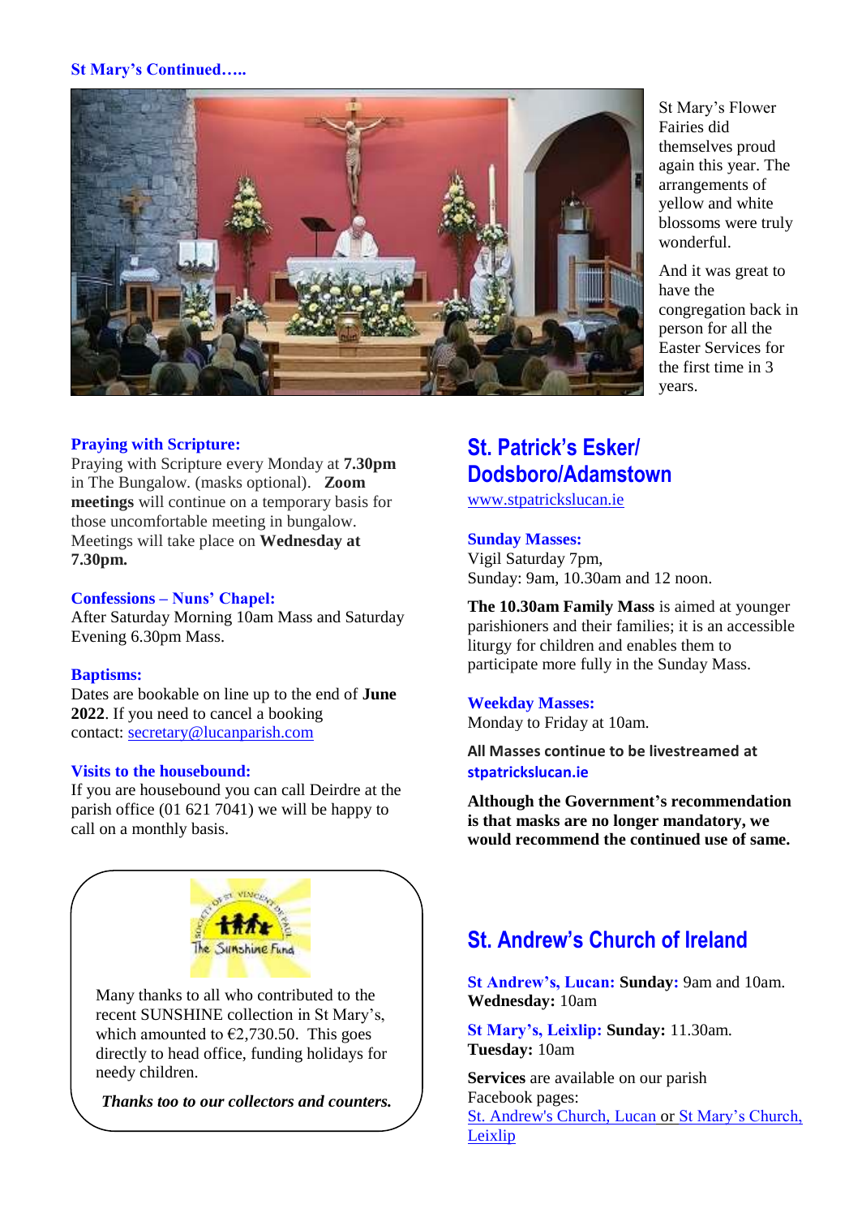**St Mary's Continued…..**

St Mary's Flower Fairies did themselves proud again this year. The arrangements of yellow and white blossoms were truly wonderful.

And it was great to have the congregation back in person for all the Easter Services for the first time in 3 years.

### Praying with Scripture:

Praying with Scripture every Monday at **7.30pm** in The Bungalow. (masks optional). **Zoom meetings** will continue on a temporary basis for those uncomfortable meeting in bungalow. Meetings will take place on **Wednesday at 7.30pm.**

### Confessions – Nuns' Chapel:

After Saturday Morning 10am Mass and Saturday Evening 6.30pm Mass.

### Baptisms:

Dates are bookable on line up to the end of **June 2022**. If you need to cancel a booking contact: secretary@lucanparish.com

### Visits to the housebound:

If you are housebound you can call Deirdre at the parish office (01 621 7041) we will be happy to call on a monthly basis.

Many thanks to all who contributed to the recent SUNSHINE collection in St Mary's, which amounted to €2,730.50. This goes directly to head office, funding holidays for needy children.

***Thanks too to our collectors and counters.***

## St. Patrick's Esker/ Dodsboro/Adamstown

www.stpatrickslucan.ie

### Sunday Masses:

Vigil Saturday 7pm,
Sunday: 9am, 10.30am and 12 noon.

**The 10.30am Family Mass** is aimed at younger parishioners and their families; it is an accessible liturgy for children and enables them to participate more fully in the Sunday Mass.

### Weekday Masses:

Monday to Friday at 10am.

**All Masses continue to be livestreamed at stpatrickslucan.ie**

**Although the Government's recommendation is that masks are no longer mandatory, we would recommend the continued use of same.**

## St. Andrew's Church of Ireland

**St Andrew's, Lucan: Sunday:** 9am and 10am.
**Wednesday:** 10am

**St Mary's, Leixlip: Sunday:** 11.30am.
**Tuesday:** 10am

**Services** are available on our parish Facebook pages:
St. Andrew's Church, Lucan or St Mary's Church, Leixlip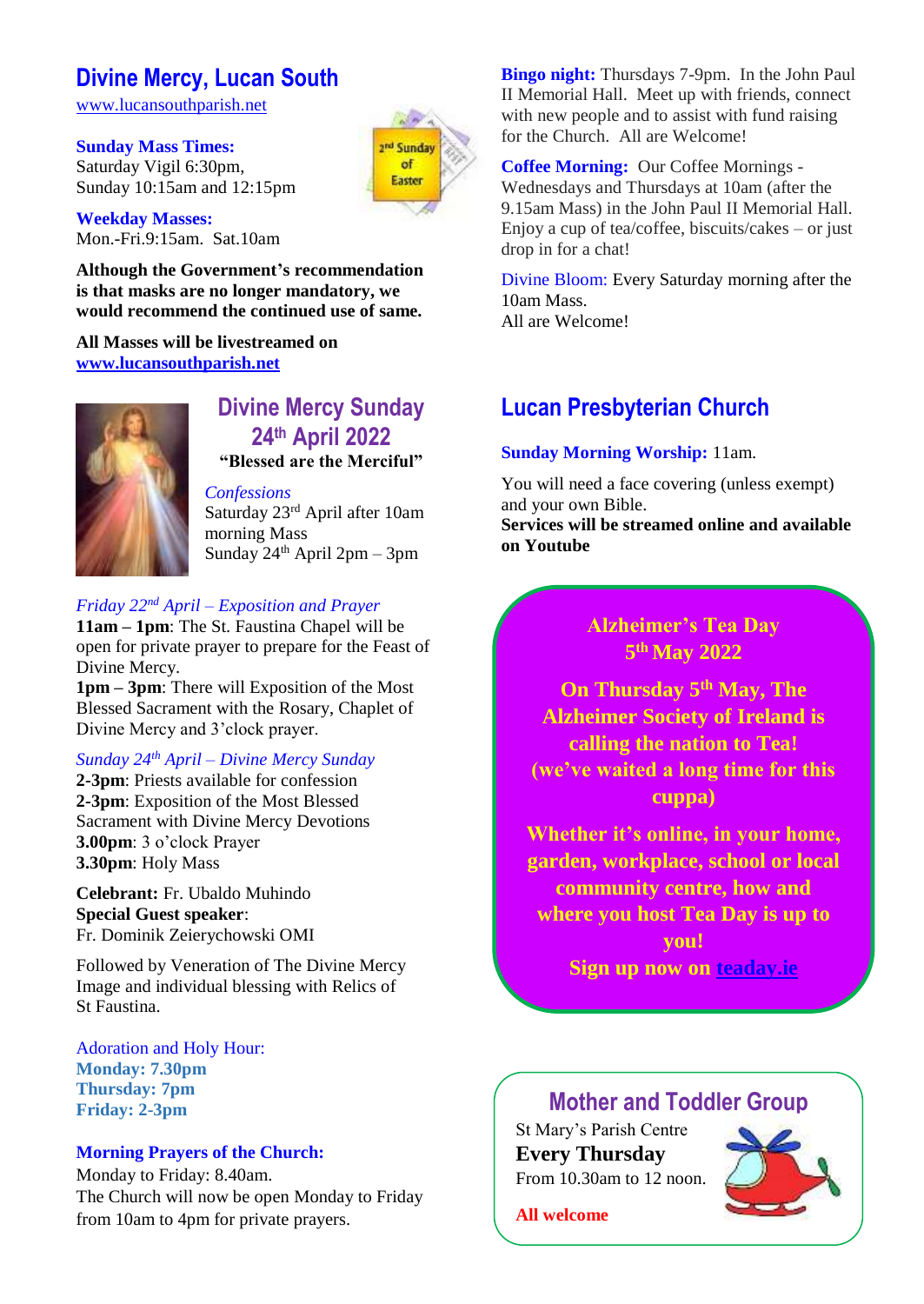# Divine Mercy, Lucan South

www.lucansouthparish.net

**Sunday Mass Times:**
Saturday Vigil 6:30pm,
Sunday 10:15am and 12:15pm

**Weekday Masses:**
Mon.-Fri.9:15am. Sat.10am

**Although the Government's recommendation is that masks are no longer mandatory, we would recommend the continued use of same.**

**All Masses will be livestreamed on www.lucansouthparish.net**

## Divine Mercy Sunday 24th April 2022

**"Blessed are the Merciful"**

*Confessions*
Saturday 23rd April after 10am morning Mass
Sunday 24th April 2pm – 3pm

*Friday 22nd April – Exposition and Prayer*
**11am – 1pm**: The St. Faustina Chapel will be open for private prayer to prepare for the Feast of Divine Mercy.
**1pm – 3pm**: There will Exposition of the Most Blessed Sacrament with the Rosary, Chaplet of Divine Mercy and 3'clock prayer.

*Sunday 24th April – Divine Mercy Sunday*
**2-3pm**: Priests available for confession
**2-3pm**: Exposition of the Most Blessed Sacrament with Divine Mercy Devotions
**3.00pm**: 3 o'clock Prayer
**3.30pm**: Holy Mass

**Celebrant:** Fr. Ubaldo Muhindo
**Special Guest speaker**:
Fr. Dominik Zeierychowski OMI

Followed by Veneration of The Divine Mercy Image and individual blessing with Relics of St Faustina.

Adoration and Holy Hour:
**Monday: 7.30pm**
**Thursday: 7pm**
**Friday: 2-3pm**

**Morning Prayers of the Church:**
Monday to Friday: 8.40am.
The Church will now be open Monday to Friday from 10am to 4pm for private prayers.

**Bingo night:** Thursdays 7-9pm. In the John Paul II Memorial Hall. Meet up with friends, connect with new people and to assist with fund raising for the Church. All are Welcome!

**Coffee Morning:** Our Coffee Mornings - Wednesdays and Thursdays at 10am (after the 9.15am Mass) in the John Paul II Memorial Hall. Enjoy a cup of tea/coffee, biscuits/cakes – or just drop in for a chat!

Divine Bloom: Every Saturday morning after the 10am Mass.
All are Welcome!

# Lucan Presbyterian Church

**Sunday Morning Worship:** 11am.

You will need a face covering (unless exempt) and your own Bible.
**Services will be streamed online and available on Youtube**

**Alzheimer's Tea Day**
**5th May 2022**

**On Thursday 5th May, The Alzheimer Society of Ireland is calling the nation to Tea! (we've waited a long time for this cuppa)**

**Whether it's online, in your home, garden, workplace, school or local community centre, how and where you host Tea Day is up to you!**
**Sign up now on teaday.ie**

## Mother and Toddler Group

St Mary's Parish Centre
**Every Thursday**
From 10.30am to 12 noon.

**All welcome**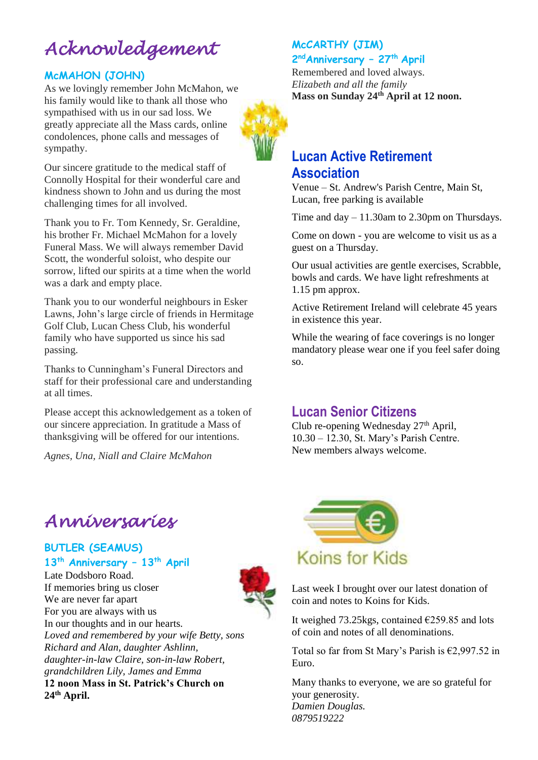# Acknowledgement

### McMAHON (JOHN)

As we lovingly remember John McMahon, we his family would like to thank all those who sympathised with us in our sad loss. We greatly appreciate all the Mass cards, online condolences, phone calls and messages of sympathy.

Our sincere gratitude to the medical staff of Connolly Hospital for their wonderful care and kindness shown to John and us during the most challenging times for all involved.

Thank you to Fr. Tom Kennedy, Sr. Geraldine, his brother Fr. Michael McMahon for a lovely Funeral Mass. We will always remember David Scott, the wonderful soloist, who despite our sorrow, lifted our spirits at a time when the world was a dark and empty place.

Thank you to our wonderful neighbours in Esker Lawns, John's large circle of friends in Hermitage Golf Club, Lucan Chess Club, his wonderful family who have supported us since his sad passing.

Thanks to Cunningham's Funeral Directors and staff for their professional care and understanding at all times.

Please accept this acknowledgement as a token of our sincere appreciation. In gratitude a Mass of thanksgiving will be offered for our intentions.

*Agnes, Una, Niall and Claire McMahon*

# Anniversaries

### BUTLER (SEAMUS)
### 13th Anniversary – 13th April

Late Dodsboro Road.
If memories bring us closer
We are never far apart
For you are always with us
In our thoughts and in our hearts.
*Loved and remembered by your wife Betty, sons Richard and Alan, daughter Ashlinn, daughter-in-law Claire, son-in-law Robert, grandchildren Lily, James and Emma*
**12 noon Mass in St. Patrick's Church on 24th April.**

### McCARTHY (JIM)
### 2nd Anniversary – 27th April

Remembered and loved always.
*Elizabeth and all the family*
**Mass on Sunday 24th April at 12 noon.**

## Lucan Active Retirement Association

Venue – St. Andrew's Parish Centre, Main St, Lucan, free parking is available

Time and day – 11.30am to 2.30pm on Thursdays.

Come on down - you are welcome to visit us as a guest on a Thursday.

Our usual activities are gentle exercises, Scrabble, bowls and cards. We have light refreshments at 1.15 pm approx.

Active Retirement Ireland will celebrate 45 years in existence this year.

While the wearing of face coverings is no longer mandatory please wear one if you feel safer doing so.

## Lucan Senior Citizens

Club re-opening Wednesday 27th April, 10.30 – 12.30, St. Mary's Parish Centre. New members always welcome.

## Koins for Kids

Last week I brought over our latest donation of coin and notes to Koins for Kids.

It weighed 73.25kgs, contained €259.85 and lots of coin and notes of all denominations.

Total so far from St Mary's Parish is €2,997.52 in Euro.

Many thanks to everyone, we are so grateful for your generosity.
*Damien Douglas.*
*0879519222*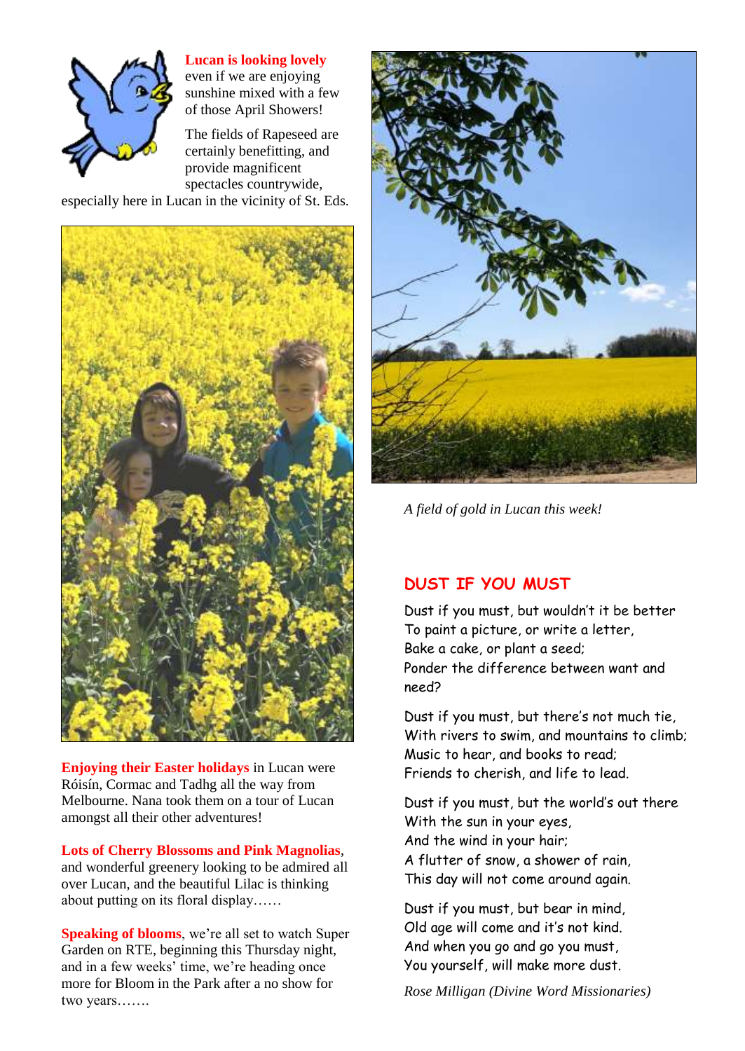**Lucan is looking lovely** even if we are enjoying sunshine mixed with a few of those April Showers!

The fields of Rapeseed are certainly benefitting, and provide magnificent spectacles countrywide, especially here in Lucan in the vicinity of St. Eds.

**Enjoying their Easter holidays** in Lucan were Róisín, Cormac and Tadhg all the way from Melbourne. Nana took them on a tour of Lucan amongst all their other adventures!

**Lots of Cherry Blossoms and Pink Magnolias**, and wonderful greenery looking to be admired all over Lucan, and the beautiful Lilac is thinking about putting on its floral display……

**Speaking of blooms**, we're all set to watch Super Garden on RTE, beginning this Thursday night, and in a few weeks' time, we're heading once more for Bloom in the Park after a no show for two years…….

*A field of gold in Lucan this week!*

## DUST IF YOU MUST

Dust if you must, but wouldn't it be better
To paint a picture, or write a letter,
Bake a cake, or plant a seed;
Ponder the difference between want and need?

Dust if you must, but there's not much tie,
With rivers to swim, and mountains to climb;
Music to hear, and books to read;
Friends to cherish, and life to lead.

Dust if you must, but the world's out there
With the sun in your eyes,
And the wind in your hair;
A flutter of snow, a shower of rain,
This day will not come around again.

Dust if you must, but bear in mind,
Old age will come and it's not kind.
And when you go and go you must,
You yourself, will make more dust.

*Rose Milligan (Divine Word Missionaries)*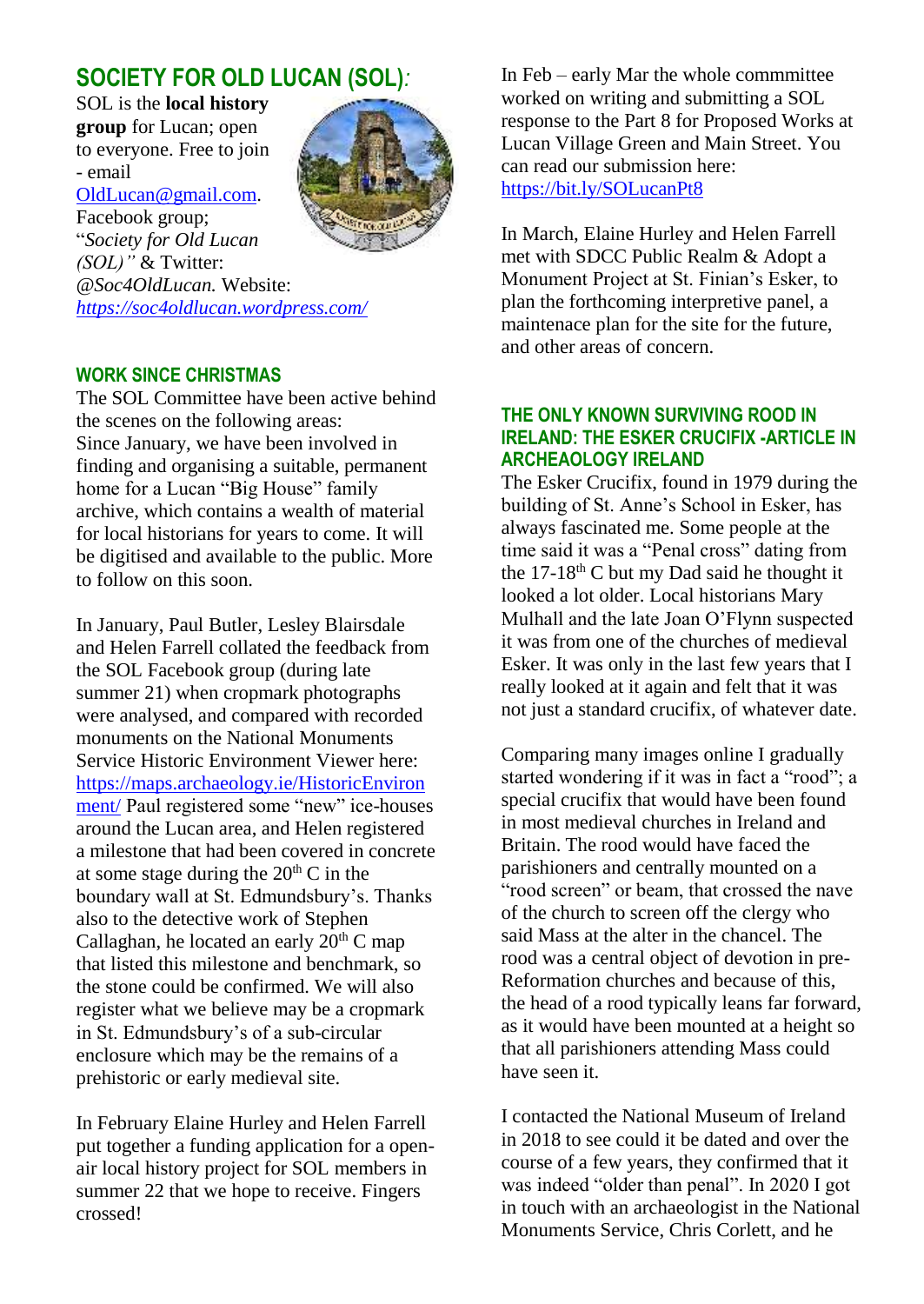## SOCIETY FOR OLD LUCAN (SOL):

SOL is the **local history group** for Lucan; open to everyone. Free to join - email OldLucan@gmail.com. Facebook group; "*Society for Old Lucan (SOL)*" & Twitter: *@Soc4OldLucan.* Website: *https://soc4oldlucan.wordpress.com/*

### WORK SINCE CHRISTMAS

The SOL Committee have been active behind the scenes on the following areas:

Since January, we have been involved in finding and organising a suitable, permanent home for a Lucan "Big House" family archive, which contains a wealth of material for local historians for years to come. It will be digitised and available to the public. More to follow on this soon.

In January, Paul Butler, Lesley Blairsdale and Helen Farrell collated the feedback from the SOL Facebook group (during late summer 21) when cropmark photographs were analysed, and compared with recorded monuments on the National Monuments Service Historic Environment Viewer here: https://maps.archaeology.ie/HistoricEnvironment/ Paul registered some "new" ice-houses around the Lucan area, and Helen registered a milestone that had been covered in concrete at some stage during the 20th C in the boundary wall at St. Edmundsbury's. Thanks also to the detective work of Stephen Callaghan, he located an early 20th C map that listed this milestone and benchmark, so the stone could be confirmed. We will also register what we believe may be a cropmark in St. Edmundsbury's of a sub-circular enclosure which may be the remains of a prehistoric or early medieval site.

In February Elaine Hurley and Helen Farrell put together a funding application for a open-air local history project for SOL members in summer 22 that we hope to receive. Fingers crossed!

In Feb – early Mar the whole commmittee worked on writing and submitting a SOL response to the Part 8 for Proposed Works at Lucan Village Green and Main Street. You can read our submission here: https://bit.ly/SOLucanPt8

In March, Elaine Hurley and Helen Farrell met with SDCC Public Realm & Adopt a Monument Project at St. Finian's Esker, to plan the forthcoming interpretive panel, a maintenace plan for the site for the future, and other areas of concern.

### THE ONLY KNOWN SURVIVING ROOD IN IRELAND: THE ESKER CRUCIFIX -ARTICLE IN ARCHEAOLOGY IRELAND

The Esker Crucifix, found in 1979 during the building of St. Anne's School in Esker, has always fascinated me. Some people at the time said it was a "Penal cross" dating from the 17-18th C but my Dad said he thought it looked a lot older. Local historians Mary Mulhall and the late Joan O'Flynn suspected it was from one of the churches of medieval Esker. It was only in the last few years that I really looked at it again and felt that it was not just a standard crucifix, of whatever date.

Comparing many images online I gradually started wondering if it was in fact a "rood"; a special crucifix that would have been found in most medieval churches in Ireland and Britain. The rood would have faced the parishioners and centrally mounted on a "rood screen" or beam, that crossed the nave of the church to screen off the clergy who said Mass at the alter in the chancel. The rood was a central object of devotion in pre-Reformation churches and because of this, the head of a rood typically leans far forward, as it would have been mounted at a height so that all parishioners attending Mass could have seen it.

I contacted the National Museum of Ireland in 2018 to see could it be dated and over the course of a few years, they confirmed that it was indeed "older than penal". In 2020 I got in touch with an archaeologist in the National Monuments Service, Chris Corlett, and he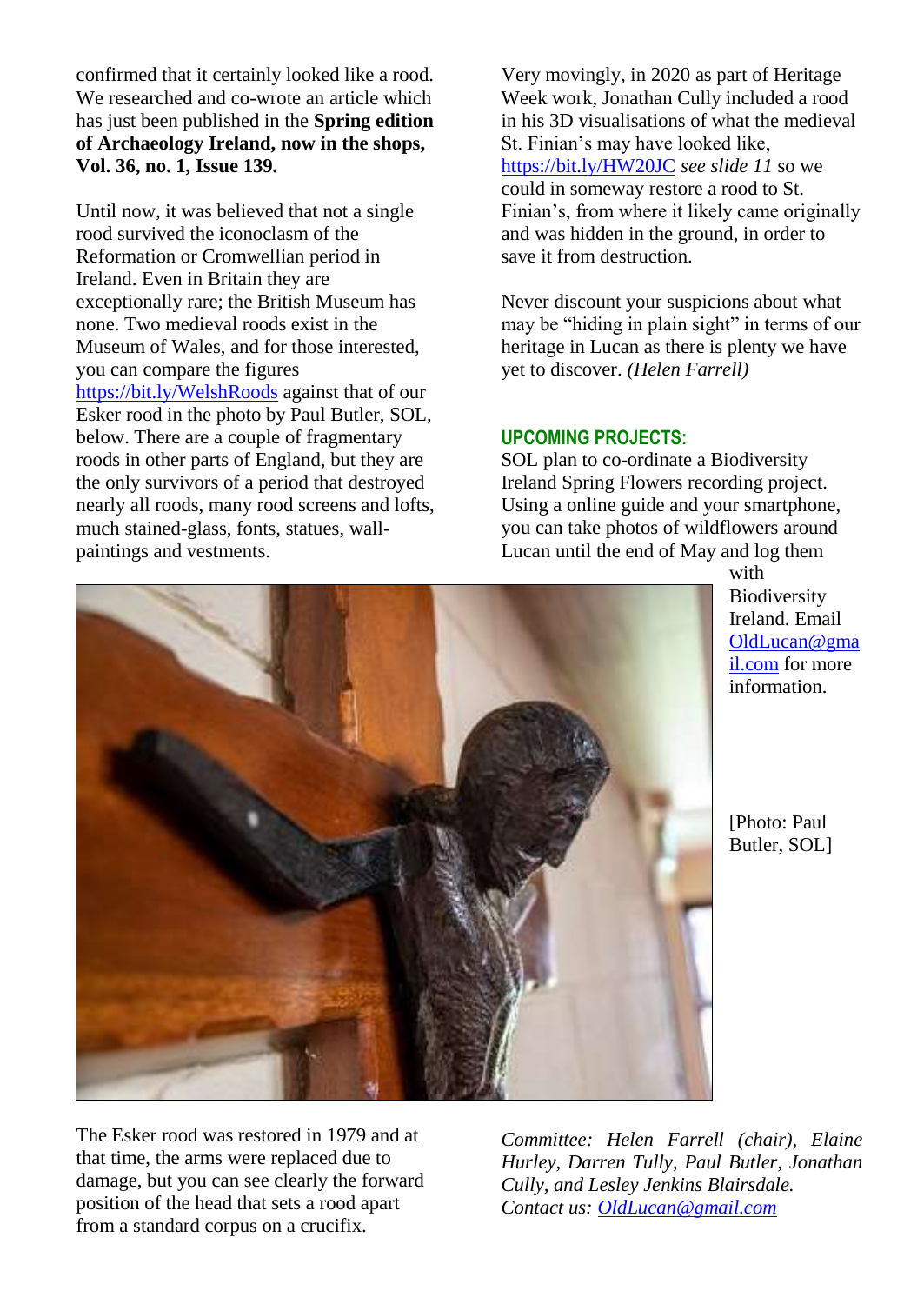confirmed that it certainly looked like a rood. We researched and co-wrote an article which has just been published in the **Spring edition of Archaeology Ireland, now in the shops, Vol. 36, no. 1, Issue 139.**

Until now, it was believed that not a single rood survived the iconoclasm of the Reformation or Cromwellian period in Ireland. Even in Britain they are exceptionally rare; the British Museum has none. Two medieval roods exist in the Museum of Wales, and for those interested, you can compare the figures https://bit.ly/WelshRoods against that of our Esker rood in the photo by Paul Butler, SOL, below. There are a couple of fragmentary roods in other parts of England, but they are the only survivors of a period that destroyed nearly all roods, many rood screens and lofts, much stained-glass, fonts, statues, wall-paintings and vestments.

[Photo: Paul Butler, SOL]

The Esker rood was restored in 1979 and at that time, the arms were replaced due to damage, but you can see clearly the forward position of the head that sets a rood apart from a standard corpus on a crucifix.

Very movingly, in 2020 as part of Heritage Week work, Jonathan Cully included a rood in his 3D visualisations of what the medieval St. Finian's may have looked like, https://bit.ly/HW20JC *see slide 11* so we could in someway restore a rood to St. Finian's, from where it likely came originally and was hidden in the ground, in order to save it from destruction.

Never discount your suspicions about what may be "hiding in plain sight" in terms of our heritage in Lucan as there is plenty we have yet to discover. *(Helen Farrell)*

## UPCOMING PROJECTS:

SOL plan to co-ordinate a Biodiversity Ireland Spring Flowers recording project. Using a online guide and your smartphone, you can take photos of wildflowers around Lucan until the end of May and log them with Biodiversity Ireland. Email OldLucan@gmail.com for more information.

*Committee: Helen Farrell (chair), Elaine Hurley, Darren Tully, Paul Butler, Jonathan Cully, and Lesley Jenkins Blairsdale.*
*Contact us: OldLucan@gmail.com*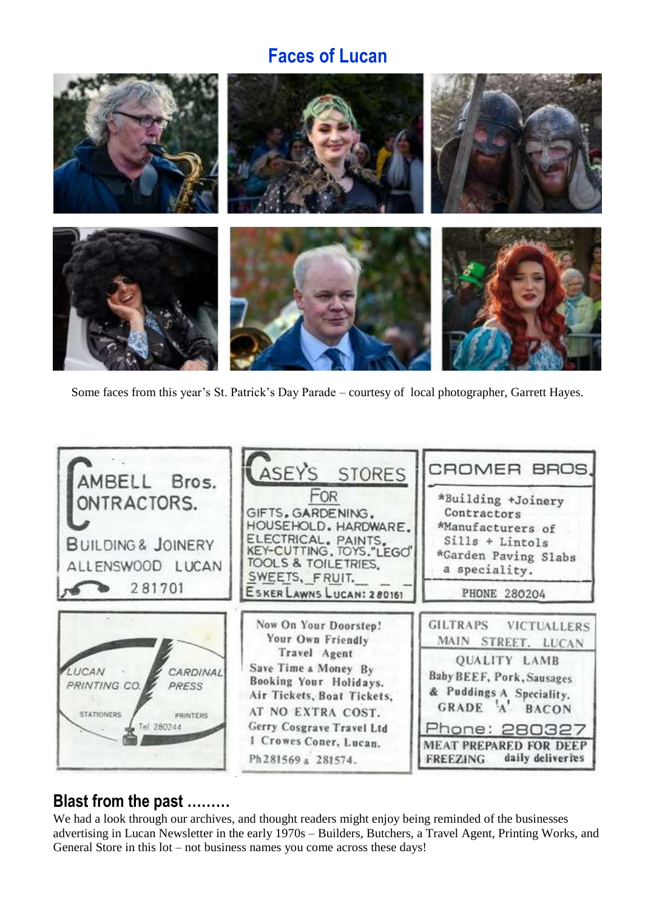## Faces of Lucan

Some faces from this year's St. Patrick's Day Parade – courtesy of local photographer, Garrett Hayes.

CAMBELL Bros.
CONTRACTORS.
BUILDING & JOINERY
ALLENSWOOD LUCAN
281701

CASEY'S STORES
FOR
GIFTS. GARDENING.
HOUSEHOLD. HARDWARE.
ELECTRICAL. PAINTS.
KEY-CUTTING. TOYS."LEGO"
TOOLS & TOILETRIES.
SWEETS. FRUIT.
ESKER LAWNS LUCAN: 280161

CROMER BROS.
*Building +Joinery Contractors
*Manufacturers of Sills + Lintols
*Garden Paving Slabs a speciality.
PHONE 280204

LUCAN PRINTING CO.
CARDINAL PRESS
STATIONERS
PRINTERS
Tel 280244

Now On Your Doorstep!
Your Own Friendly Travel Agent
Save Time & Money By Booking Your Holidays.
Air Tickets, Boat Tickets,
AT NO EXTRA COST.
Gerry Cosgrave Travel Ltd
1 Crowes Coner, Lucan.
Ph 281569 & 281574.

GILTRAPS VICTUALLERS
MAIN STREET. LUCAN
QUALITY LAMB
Baby BEEF, Pork, Sausages
& Puddings A Speciality.
GRADE 'A' BACON
Phone: 280327
MEAT PREPARED FOR DEEP FREEZING daily deliveries

## Blast from the past .........

We had a look through our archives, and thought readers might enjoy being reminded of the businesses advertising in Lucan Newsletter in the early 1970s – Builders, Butchers, a Travel Agent, Printing Works, and General Store in this lot – not business names you come across these days!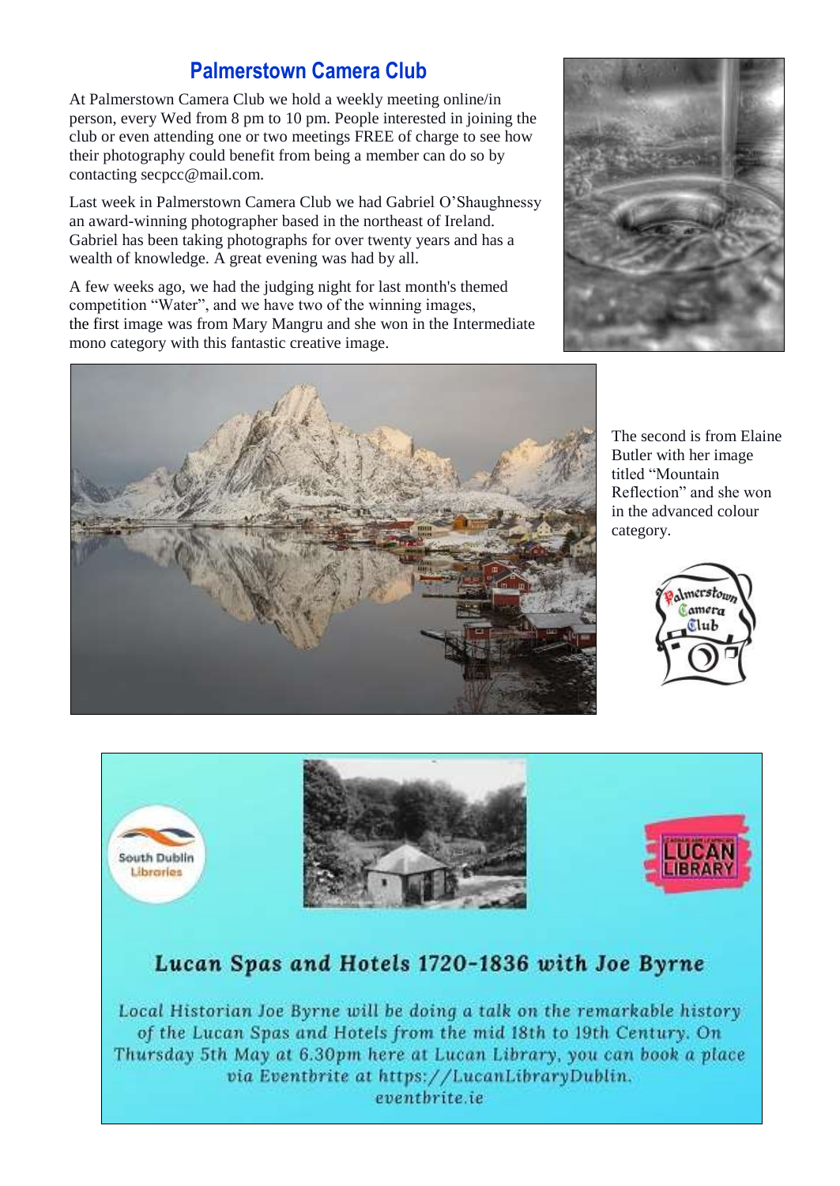## Palmerstown Camera Club

At Palmerstown Camera Club we hold a weekly meeting online/in person, every Wed from 8 pm to 10 pm. People interested in joining the club or even attending one or two meetings FREE of charge to see how their photography could benefit from being a member can do so by contacting secpcc@mail.com.

Last week in Palmerstown Camera Club we had Gabriel O'Shaughnessy an award-winning photographer based in the northeast of Ireland. Gabriel has been taking photographs for over twenty years and has a wealth of knowledge. A great evening was had by all.

A few weeks ago, we had the judging night for last month's themed competition "Water", and we have two of the winning images, the first image was from Mary Mangru and she won in the Intermediate mono category with this fantastic creative image.

The second is from Elaine Butler with her image titled "Mountain Reflection" and she won in the advanced colour category.

### Lucan Spas and Hotels 1720-1836 with Joe Byrne

Local Historian Joe Byrne will be doing a talk on the remarkable history of the Lucan Spas and Hotels from the mid 18th to 19th Century. On Thursday 5th May at 6.30pm here at Lucan Library, you can book a place via Eventbrite at https://LucanLibraryDublin.eventbrite.ie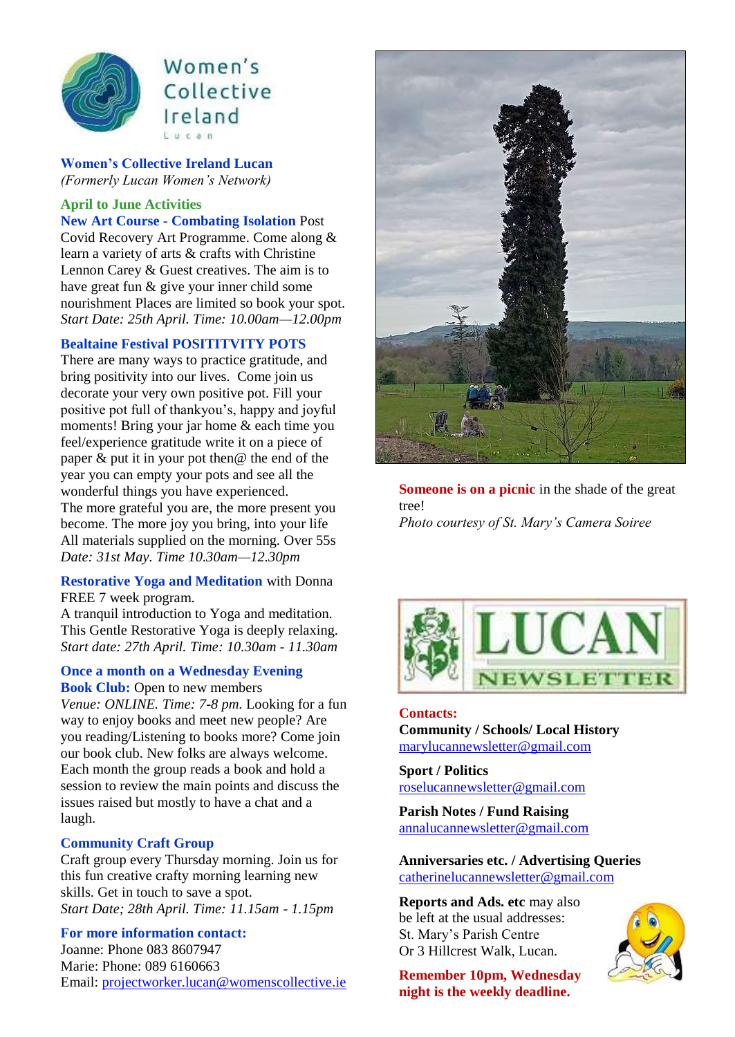Women's Collective Ireland
Lucan

**Women's Collective Ireland Lucan**
*(Formerly Lucan Women's Network)*

## April to June Activities

**New Art Course - Combating Isolation** Post Covid Recovery Art Programme. Come along & learn a variety of arts & crafts with Christine Lennon Carey & Guest creatives. The aim is to have great fun & give your inner child some nourishment Places are limited so book your spot.
*Start Date: 25th April. Time: 10.00am—12.00pm*

**Bealtaine Festival POSITITVITY POTS**
There are many ways to practice gratitude, and bring positivity into our lives. Come join us decorate your very own positive pot. Fill your positive pot full of thankyou's, happy and joyful moments! Bring your jar home & each time you feel/experience gratitude write it on a piece of paper & put it in your pot then@ the end of the year you can empty your pots and see all the wonderful things you have experienced.
The more grateful you are, the more present you become. The more joy you bring, into your life All materials supplied on the morning. Over 55s
*Date: 31st May. Time 10.30am—12.30pm*

**Restorative Yoga and Meditation** with Donna FREE 7 week program.
A tranquil introduction to Yoga and meditation. This Gentle Restorative Yoga is deeply relaxing.
*Start date: 27th April. Time: 10.30am - 11.30am*

**Once a month on a Wednesday Evening**
**Book Club:** Open to new members
*Venue: ONLINE. Time: 7-8 pm.* Looking for a fun way to enjoy books and meet new people? Are you reading/Listening to books more? Come join our book club. New folks are always welcome. Each month the group reads a book and hold a session to review the main points and discuss the issues raised but mostly to have a chat and a laugh.

**Community Craft Group**
Craft group every Thursday morning. Join us for this fun creative crafty morning learning new skills. Get in touch to save a spot.
*Start Date; 28th April. Time: 11.15am - 1.15pm*

**For more information contact:**
Joanne: Phone 083 8607947
Marie: Phone: 089 6160663
Email: projectworker.lucan@womenscollective.ie

**Someone is on a picnic** in the shade of the great tree!
*Photo courtesy of St. Mary's Camera Soiree*

LUCAN NEWSLETTER

**Contacts:**

**Community / Schools/ Local History**
marylucannewsletter@gmail.com

**Sport / Politics**
roselucannewsletter@gmail.com

**Parish Notes / Fund Raising**
annalucannewsletter@gmail.com

**Anniversaries etc. / Advertising Queries**
catherinelucannewsletter@gmail.com

**Reports and Ads. etc** may also be left at the usual addresses:
St. Mary's Parish Centre
Or 3 Hillcrest Walk, Lucan.

**Remember 10pm, Wednesday night is the weekly deadline.**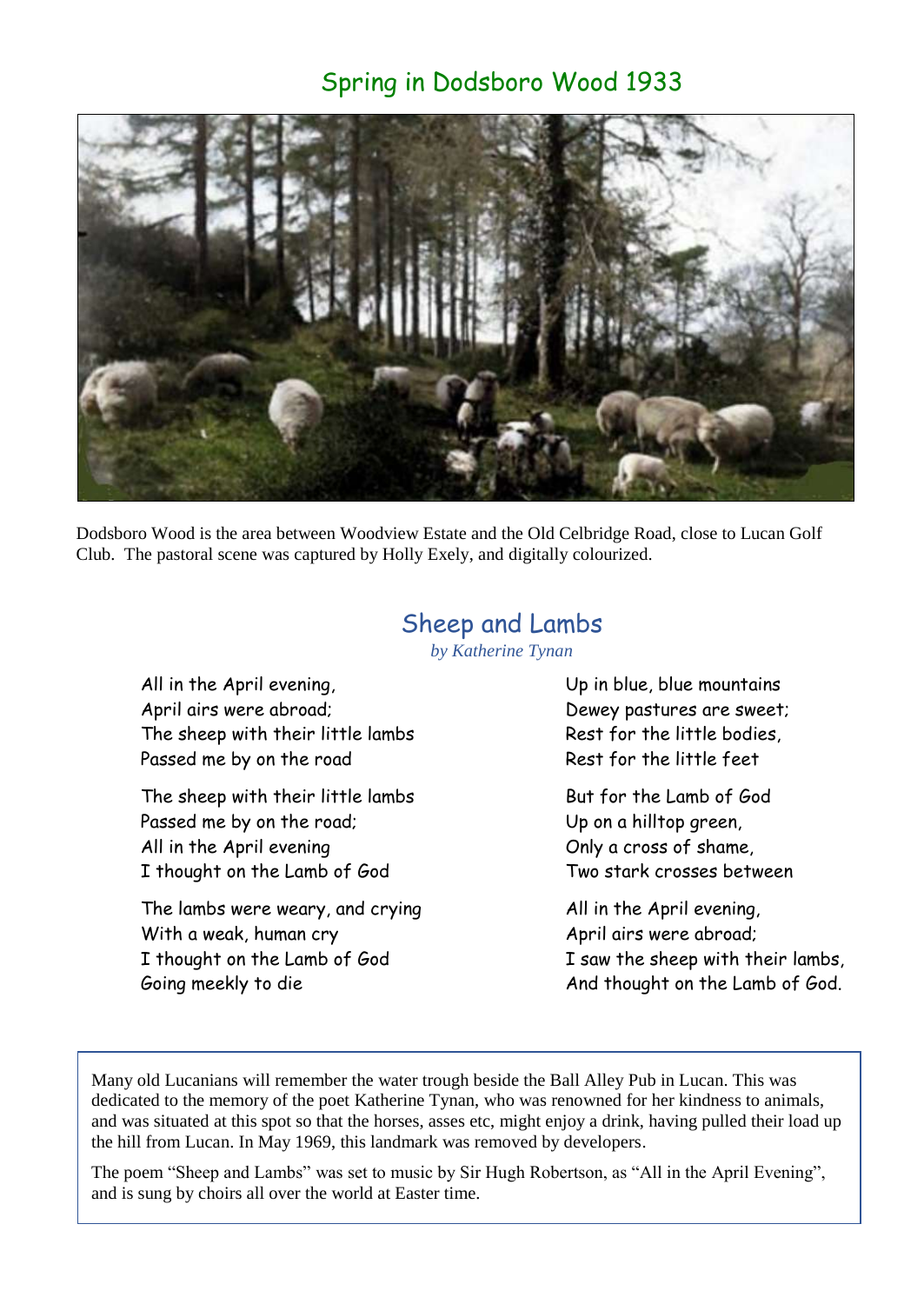## Spring in Dodsboro Wood 1933

Dodsboro Wood is the area between Woodview Estate and the Old Celbridge Road, close to Lucan Golf Club. The pastoral scene was captured by Holly Exely, and digitally colourized.

## Sheep and Lambs

*by Katherine Tynan*

All in the April evening,
April airs were abroad;
The sheep with their little lambs
Passed me by on the road

The sheep with their little lambs
Passed me by on the road;
All in the April evening
I thought on the Lamb of God

The lambs were weary, and crying
With a weak, human cry
I thought on the Lamb of God
Going meekly to die

Up in blue, blue mountains
Dewey pastures are sweet;
Rest for the little bodies,
Rest for the little feet

But for the Lamb of God
Up on a hilltop green,
Only a cross of shame,
Two stark crosses between

All in the April evening,
April airs were abroad;
I saw the sheep with their lambs,
And thought on the Lamb of God.

Many old Lucanians will remember the water trough beside the Ball Alley Pub in Lucan. This was dedicated to the memory of the poet Katherine Tynan, who was renowned for her kindness to animals, and was situated at this spot so that the horses, asses etc, might enjoy a drink, having pulled their load up the hill from Lucan. In May 1969, this landmark was removed by developers.

The poem "Sheep and Lambs" was set to music by Sir Hugh Robertson, as "All in the April Evening", and is sung by choirs all over the world at Easter time.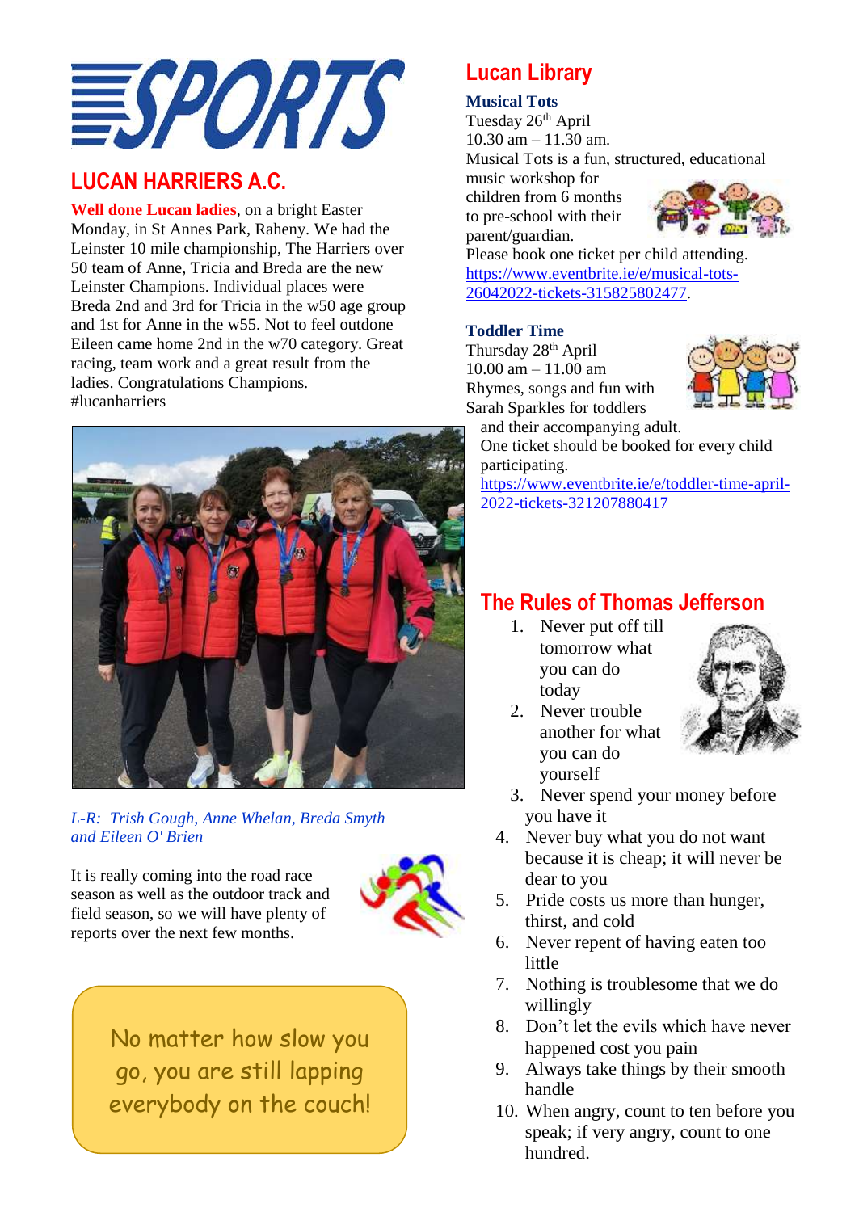# SPORTS

## LUCAN HARRIERS A.C.

**Well done Lucan ladies**, on a bright Easter Monday, in St Annes Park, Raheny. We had the Leinster 10 mile championship, The Harriers over 50 team of Anne, Tricia and Breda are the new Leinster Champions. Individual places were Breda 2nd and 3rd for Tricia in the w50 age group and 1st for Anne in the w55. Not to feel outdone Eileen came home 2nd in the w70 category. Great racing, team work and a great result from the ladies. Congratulations Champions. #lucanharriers

*L-R: Trish Gough, Anne Whelan, Breda Smyth and Eileen O' Brien*

It is really coming into the road race season as well as the outdoor track and field season, so we will have plenty of reports over the next few months.

No matter how slow you go, you are still lapping everybody on the couch!

## Lucan Library

**Musical Tots**
Tuesday 26th April
10.30 am – 11.30 am.
Musical Tots is a fun, structured, educational music workshop for children from 6 months to pre-school with their parent/guardian.
Please book one ticket per child attending.
https://www.eventbrite.ie/e/musical-tots-26042022-tickets-315825802477.

**Toddler Time**
Thursday 28th April
10.00 am – 11.00 am
Rhymes, songs and fun with Sarah Sparkles for toddlers and their accompanying adult.
One ticket should be booked for every child participating.
https://www.eventbrite.ie/e/toddler-time-april-2022-tickets-321207880417

## The Rules of Thomas Jefferson

1. Never put off till tomorrow what you can do today
2. Never trouble another for what you can do yourself
3. Never spend your money before you have it
4. Never buy what you do not want because it is cheap; it will never be dear to you
5. Pride costs us more than hunger, thirst, and cold
6. Never repent of having eaten too little
7. Nothing is troublesome that we do willingly
8. Don't let the evils which have never happened cost you pain
9. Always take things by their smooth handle
10. When angry, count to ten before you speak; if very angry, count to one hundred.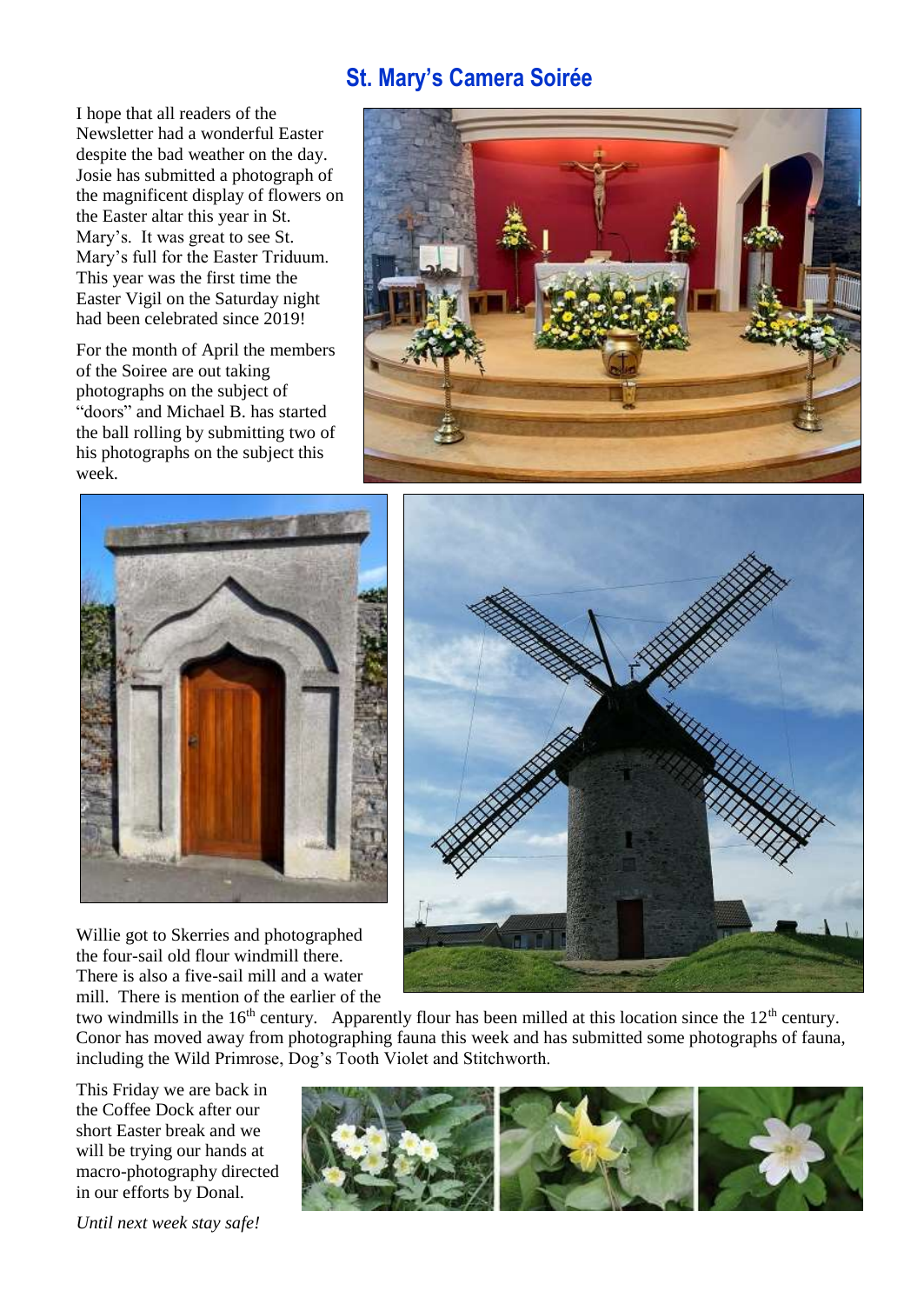# St. Mary's Camera Soirée

I hope that all readers of the Newsletter had a wonderful Easter despite the bad weather on the day. Josie has submitted a photograph of the magnificent display of flowers on the Easter altar this year in St. Mary's. It was great to see St. Mary's full for the Easter Triduum. This year was the first time the Easter Vigil on the Saturday night had been celebrated since 2019!

For the month of April the members of the Soiree are out taking photographs on the subject of "doors" and Michael B. has started the ball rolling by submitting two of his photographs on the subject this week.

Willie got to Skerries and photographed the four-sail old flour windmill there. There is also a five-sail mill and a water mill. There is mention of the earlier of the two windmills in the 16th century. Apparently flour has been milled at this location since the 12th century. Conor has moved away from photographing fauna this week and has submitted some photographs of fauna, including the Wild Primrose, Dog's Tooth Violet and Stitchworth.

This Friday we are back in the Coffee Dock after our short Easter break and we will be trying our hands at macro-photography directed in our efforts by Donal.

*Until next week stay safe!*